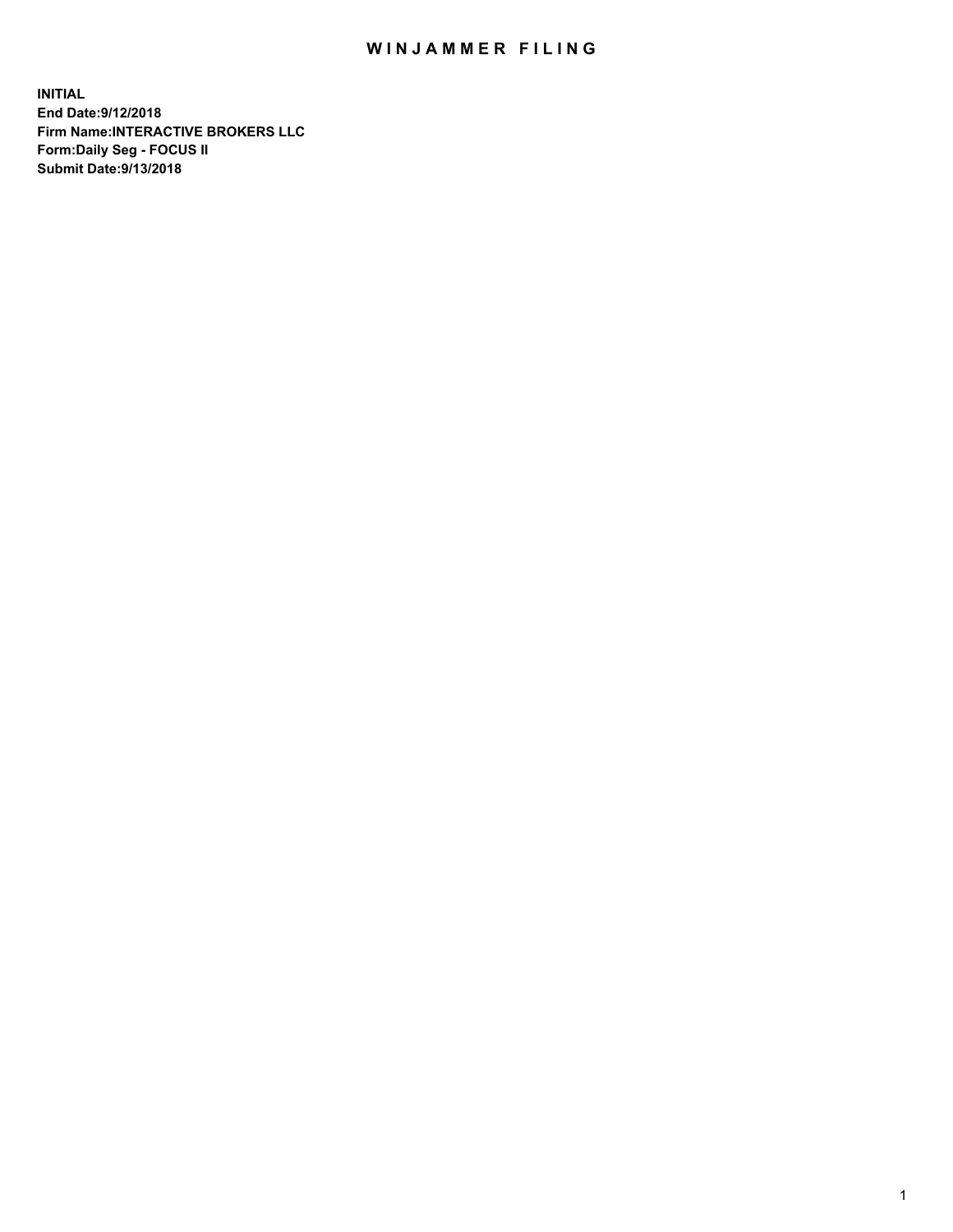# WINJAMMER FILING

**INITIAL**
**End Date:9/12/2018**
**Firm Name:INTERACTIVE BROKERS LLC**
**Form:Daily Seg - FOCUS II**
**Submit Date:9/13/2018**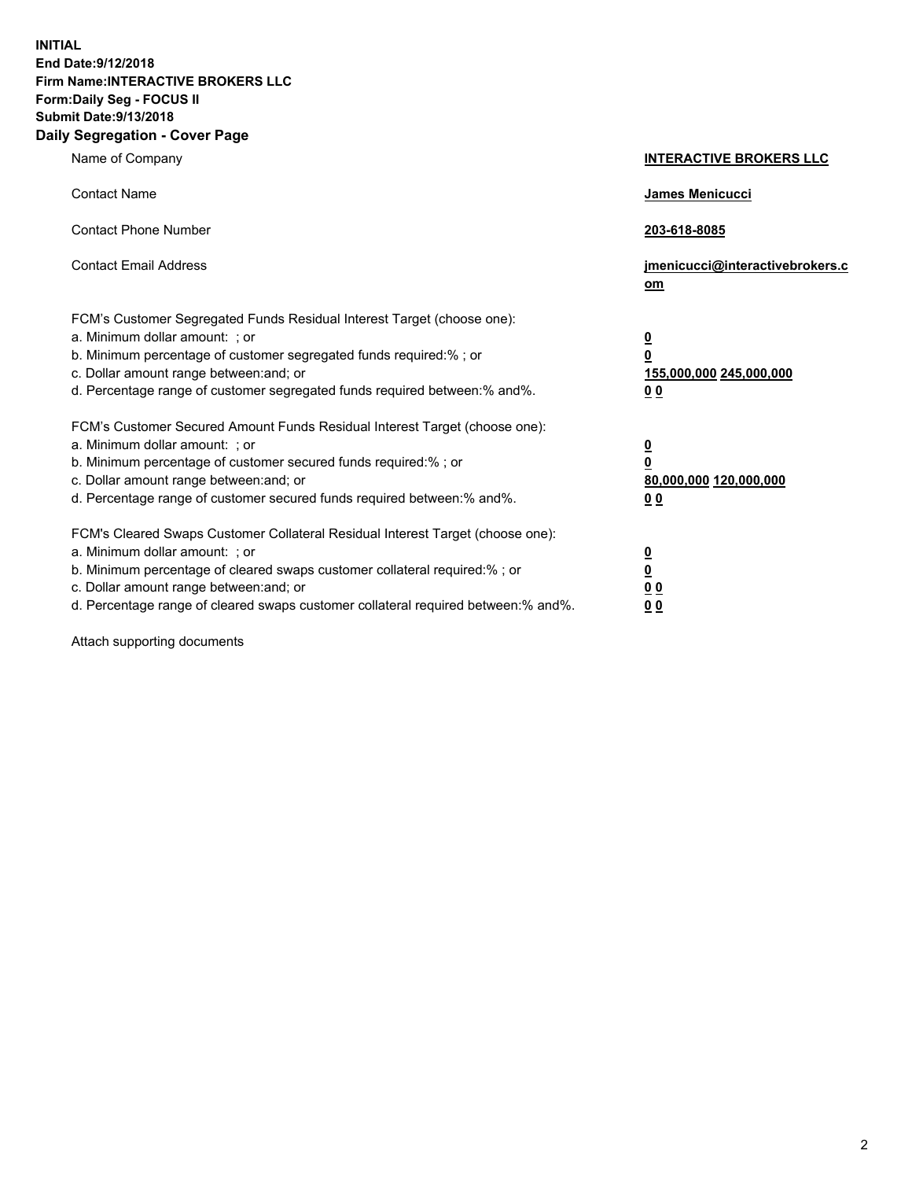**INITIAL**
**End Date:9/12/2018**
**Firm Name:INTERACTIVE BROKERS LLC**
**Form:Daily Seg - FOCUS II**
**Submit Date:9/13/2018**

## Daily Segregation - Cover Page

| | |
|---|---|
| Name of Company | **INTERACTIVE BROKERS LLC** |
| Contact Name | **James Menicucci** |
| Contact Phone Number | **203-618-8085** |
| Contact Email Address | **jmenicucci@interactivebrokers.com** |

FCM's Customer Segregated Funds Residual Interest Target (choose one):

| | |
|---|---|
| a. Minimum dollar amount: ; or | **0** |
| b. Minimum percentage of customer segregated funds required:% ; or | **0** |
| c. Dollar amount range between:and; or | **155,000,000 245,000,000** |
| d. Percentage range of customer segregated funds required between:% and%. | **0 0** |

FCM's Customer Secured Amount Funds Residual Interest Target (choose one):

| | |
|---|---|
| a. Minimum dollar amount: ; or | **0** |
| b. Minimum percentage of customer secured funds required:% ; or | **0** |
| c. Dollar amount range between:and; or | **80,000,000 120,000,000** |
| d. Percentage range of customer secured funds required between:% and%. | **0 0** |

FCM's Cleared Swaps Customer Collateral Residual Interest Target (choose one):

| | |
|---|---|
| a. Minimum dollar amount: ; or | **0** |
| b. Minimum percentage of cleared swaps customer collateral required:% ; or | **0** |
| c. Dollar amount range between:and; or | **0 0** |
| d. Percentage range of cleared swaps customer collateral required between:% and%. | **0 0** |

Attach supporting documents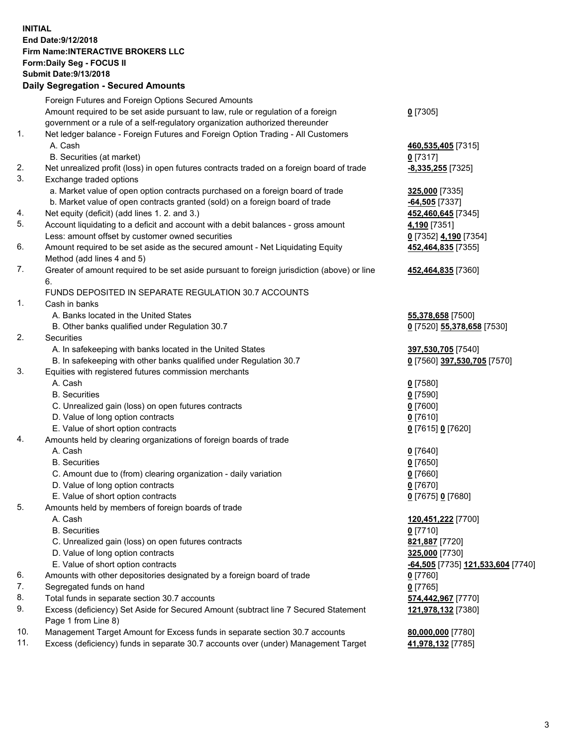**INITIAL**
**End Date:9/12/2018**
**Firm Name:INTERACTIVE BROKERS LLC**
**Form:Daily Seg - FOCUS II**
**Submit Date:9/13/2018**

## Daily Segregation - Secured Amounts

| | | |
|---|---|---|
| | Foreign Futures and Foreign Options Secured Amounts | |
| | Amount required to be set aside pursuant to law, rule or regulation of a foreign government or a rule of a self-regulatory organization authorized thereunder | **0** [7305] |
| 1. | Net ledger balance - Foreign Futures and Foreign Option Trading - All Customers | |
| | A. Cash | **460,535,405** [7315] |
| | B. Securities (at market) | **0** [7317] |
| 2. | Net unrealized profit (loss) in open futures contracts traded on a foreign board of trade | **-8,335,255** [7325] |
| 3. | Exchange traded options | |
| | a. Market value of open option contracts purchased on a foreign board of trade | **325,000** [7335] |
| | b. Market value of open contracts granted (sold) on a foreign board of trade | **-64,505** [7337] |
| 4. | Net equity (deficit) (add lines 1. 2. and 3.) | **452,460,645** [7345] |
| 5. | Account liquidating to a deficit and account with a debit balances - gross amount | **4,190** [7351] |
| | Less: amount offset by customer owned securities | **0** [7352] **4,190** [7354] |
| 6. | Amount required to be set aside as the secured amount - Net Liquidating Equity Method (add lines 4 and 5) | **452,464,835** [7355] |
| 7. | Greater of amount required to be set aside pursuant to foreign jurisdiction (above) or line 6. | **452,464,835** [7360] |
| | FUNDS DEPOSITED IN SEPARATE REGULATION 30.7 ACCOUNTS | |
| 1. | Cash in banks | |
| | A. Banks located in the United States | **55,378,658** [7500] |
| | B. Other banks qualified under Regulation 30.7 | **0** [7520] **55,378,658** [7530] |
| 2. | Securities | |
| | A. In safekeeping with banks located in the United States | **397,530,705** [7540] |
| | B. In safekeeping with other banks qualified under Regulation 30.7 | **0** [7560] **397,530,705** [7570] |
| 3. | Equities with registered futures commission merchants | |
| | A. Cash | **0** [7580] |
| | B. Securities | **0** [7590] |
| | C. Unrealized gain (loss) on open futures contracts | **0** [7600] |
| | D. Value of long option contracts | **0** [7610] |
| | E. Value of short option contracts | **0** [7615] **0** [7620] |
| 4. | Amounts held by clearing organizations of foreign boards of trade | |
| | A. Cash | **0** [7640] |
| | B. Securities | **0** [7650] |
| | C. Amount due to (from) clearing organization - daily variation | **0** [7660] |
| | D. Value of long option contracts | **0** [7670] |
| | E. Value of short option contracts | **0** [7675] **0** [7680] |
| 5. | Amounts held by members of foreign boards of trade | |
| | A. Cash | **120,451,222** [7700] |
| | B. Securities | **0** [7710] |
| | C. Unrealized gain (loss) on open futures contracts | **821,887** [7720] |
| | D. Value of long option contracts | **325,000** [7730] |
| | E. Value of short option contracts | **-64,505** [7735] **121,533,604** [7740] |
| 6. | Amounts with other depositories designated by a foreign board of trade | **0** [7760] |
| 7. | Segregated funds on hand | **0** [7765] |
| 8. | Total funds in separate section 30.7 accounts | **574,442,967** [7770] |
| 9. | Excess (deficiency) Set Aside for Secured Amount (subtract line 7 Secured Statement Page 1 from Line 8) | **121,978,132** [7380] |
| 10. | Management Target Amount for Excess funds in separate section 30.7 accounts | **80,000,000** [7780] |
| 11. | Excess (deficiency) funds in separate 30.7 accounts over (under) Management Target | **41,978,132** [7785] |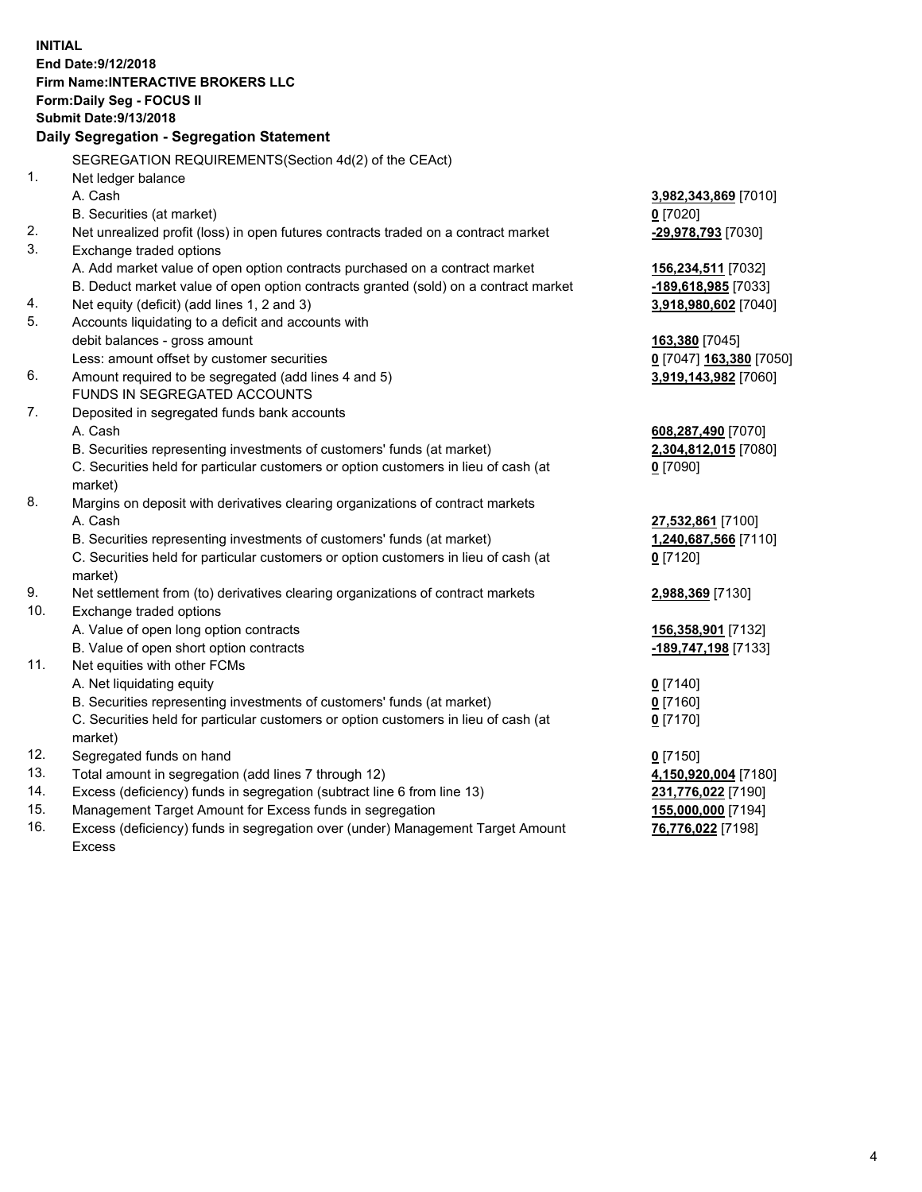**INITIAL**
**End Date:9/12/2018**
**Firm Name:INTERACTIVE BROKERS LLC**
**Form:Daily Seg - FOCUS II**
**Submit Date:9/13/2018**
**Daily Segregation - Segregation Statement**

SEGREGATION REQUIREMENTS(Section 4d(2) of the CEAct)

| | | |
|---|---|---|
| 1. | Net ledger balance | |
| | A. Cash | **3,982,343,869** [7010] |
| | B. Securities (at market) | **0** [7020] |
| 2. | Net unrealized profit (loss) in open futures contracts traded on a contract market | **-29,978,793** [7030] |
| 3. | Exchange traded options | |
| | A. Add market value of open option contracts purchased on a contract market | **156,234,511** [7032] |
| | B. Deduct market value of open option contracts granted (sold) on a contract market | **-189,618,985** [7033] |
| 4. | Net equity (deficit) (add lines 1, 2 and 3) | **3,918,980,602** [7040] |
| 5. | Accounts liquidating to a deficit and accounts with debit balances - gross amount | **163,380** [7045] |
| | Less: amount offset by customer securities | **0** [7047] **163,380** [7050] |
| 6. | Amount required to be segregated (add lines 4 and 5) | **3,919,143,982** [7060] |
| | FUNDS IN SEGREGATED ACCOUNTS | |
| 7. | Deposited in segregated funds bank accounts | |
| | A. Cash | **608,287,490** [7070] |
| | B. Securities representing investments of customers' funds (at market) | **2,304,812,015** [7080] |
| | C. Securities held for particular customers or option customers in lieu of cash (at market) | **0** [7090] |
| 8. | Margins on deposit with derivatives clearing organizations of contract markets | |
| | A. Cash | **27,532,861** [7100] |
| | B. Securities representing investments of customers' funds (at market) | **1,240,687,566** [7110] |
| | C. Securities held for particular customers or option customers in lieu of cash (at market) | **0** [7120] |
| 9. | Net settlement from (to) derivatives clearing organizations of contract markets | **2,988,369** [7130] |
| 10. | Exchange traded options | |
| | A. Value of open long option contracts | **156,358,901** [7132] |
| | B. Value of open short option contracts | **-189,747,198** [7133] |
| 11. | Net equities with other FCMs | |
| | A. Net liquidating equity | **0** [7140] |
| | B. Securities representing investments of customers' funds (at market) | **0** [7160] |
| | C. Securities held for particular customers or option customers in lieu of cash (at market) | **0** [7170] |
| 12. | Segregated funds on hand | **0** [7150] |
| 13. | Total amount in segregation (add lines 7 through 12) | **4,150,920,004** [7180] |
| 14. | Excess (deficiency) funds in segregation (subtract line 6 from line 13) | **231,776,022** [7190] |
| 15. | Management Target Amount for Excess funds in segregation | **155,000,000** [7194] |
| 16. | Excess (deficiency) funds in segregation over (under) Management Target Amount Excess | **76,776,022** [7198] |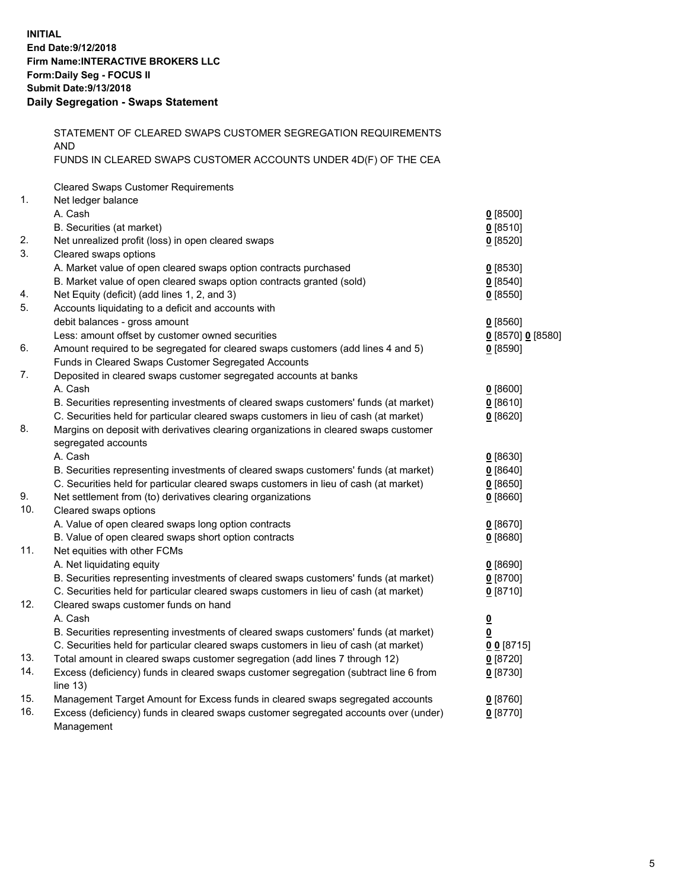**INITIAL**
**End Date:9/12/2018**
**Firm Name:INTERACTIVE BROKERS LLC**
**Form:Daily Seg - FOCUS II**
**Submit Date:9/13/2018**
**Daily Segregation - Swaps Statement**

STATEMENT OF CLEARED SWAPS CUSTOMER SEGREGATION REQUIREMENTS AND FUNDS IN CLEARED SWAPS CUSTOMER ACCOUNTS UNDER 4D(F) OF THE CEA

| | | |
|---|---|---|
| | Cleared Swaps Customer Requirements | |
| 1. | Net ledger balance | |
| | A. Cash | 0 [8500] |
| | B. Securities (at market) | 0 [8510] |
| 2. | Net unrealized profit (loss) in open cleared swaps | 0 [8520] |
| 3. | Cleared swaps options | |
| | A. Market value of open cleared swaps option contracts purchased | 0 [8530] |
| | B. Market value of open cleared swaps option contracts granted (sold) | 0 [8540] |
| 4. | Net Equity (deficit) (add lines 1, 2, and 3) | 0 [8550] |
| 5. | Accounts liquidating to a deficit and accounts with debit balances - gross amount | 0 [8560] |
| | Less: amount offset by customer owned securities | 0 [8570] 0 [8580] |
| 6. | Amount required to be segregated for cleared swaps customers (add lines 4 and 5) | 0 [8590] |
| | Funds in Cleared Swaps Customer Segregated Accounts | |
| 7. | Deposited in cleared swaps customer segregated accounts at banks | |
| | A. Cash | 0 [8600] |
| | B. Securities representing investments of cleared swaps customers' funds (at market) | 0 [8610] |
| | C. Securities held for particular cleared swaps customers in lieu of cash (at market) | 0 [8620] |
| 8. | Margins on deposit with derivatives clearing organizations in cleared swaps customer segregated accounts | |
| | A. Cash | 0 [8630] |
| | B. Securities representing investments of cleared swaps customers' funds (at market) | 0 [8640] |
| | C. Securities held for particular cleared swaps customers in lieu of cash (at market) | 0 [8650] |
| 9. | Net settlement from (to) derivatives clearing organizations | 0 [8660] |
| 10. | Cleared swaps options | |
| | A. Value of open cleared swaps long option contracts | 0 [8670] |
| | B. Value of open cleared swaps short option contracts | 0 [8680] |
| 11. | Net equities with other FCMs | |
| | A. Net liquidating equity | 0 [8690] |
| | B. Securities representing investments of cleared swaps customers' funds (at market) | 0 [8700] |
| | C. Securities held for particular cleared swaps customers in lieu of cash (at market) | 0 [8710] |
| 12. | Cleared swaps customer funds on hand | |
| | A. Cash | 0 |
| | B. Securities representing investments of cleared swaps customers' funds (at market) | 0 |
| | C. Securities held for particular cleared swaps customers in lieu of cash (at market) | 0 0 [8715] |
| 13. | Total amount in cleared swaps customer segregation (add lines 7 through 12) | 0 [8720] |
| 14. | Excess (deficiency) funds in cleared swaps customer segregation (subtract line 6 from line 13) | 0 [8730] |
| 15. | Management Target Amount for Excess funds in cleared swaps segregated accounts | 0 [8760] |
| 16. | Excess (deficiency) funds in cleared swaps customer segregated accounts over (under) Management | 0 [8770] |